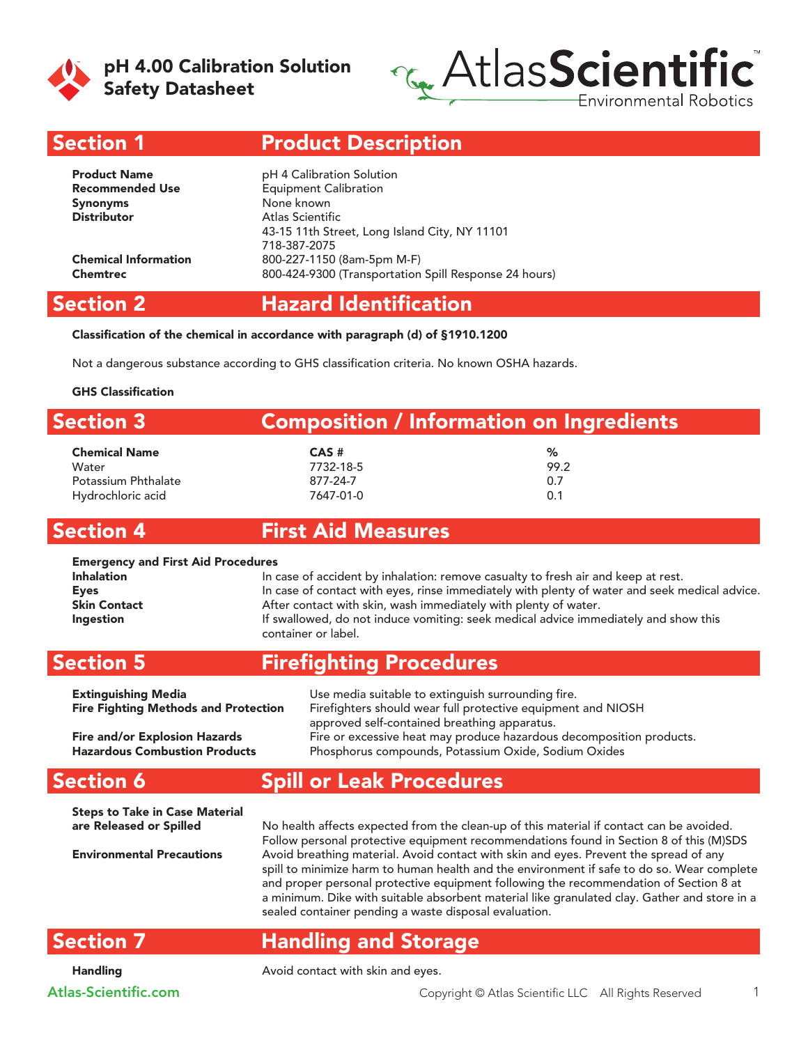# pH 4.00 Calibration Solution Safety Datasheet

AtlasScientific™ Environmental Robotics

## Section 1 Product Description

**Product Name** pH 4 Calibration Solution
**Recommended Use** Equipment Calibration
**Synonyms** None known
**Distributor** Atlas Scientific
43-15 11th Street, Long Island City, NY 11101
718-387-2075
**Chemical Information** 800-227-1150 (8am-5pm M-F)
**Chemtrec** 800-424-9300 (Transportation Spill Response 24 hours)

## Section 2 Hazard Identification

**Classification of the chemical in accordance with paragraph (d) of §1910.1200**

Not a dangerous substance according to GHS classification criteria. No known OSHA hazards.

**GHS Classification**

## Section 3 Composition / Information on Ingredients

| Chemical Name | CAS # | % |
|---|---|---|
| Water | 7732-18-5 | 99.2 |
| Potassium Phthalate | 877-24-7 | 0.7 |
| Hydrochloric acid | 7647-01-0 | 0.1 |

## Section 4 First Aid Measures

**Emergency and First Aid Procedures**

**Inhalation** In case of accident by inhalation: remove casualty to fresh air and keep at rest.
**Eyes** In case of contact with eyes, rinse immediately with plenty of water and seek medical advice.
**Skin Contact** After contact with skin, wash immediately with plenty of water.
**Ingestion** If swallowed, do not induce vomiting: seek medical advice immediately and show this container or label.

## Section 5 Firefighting Procedures

**Extinguishing Media** Use media suitable to extinguish surrounding fire.
**Fire Fighting Methods and Protection** Firefighters should wear full protective equipment and NIOSH approved self-contained breathing apparatus.
**Fire and/or Explosion Hazards** Fire or excessive heat may produce hazardous decomposition products.
**Hazardous Combustion Products** Phosphorus compounds, Potassium Oxide, Sodium Oxides

## Section 6 Spill or Leak Procedures

**Steps to Take in Case Material are Released or Spilled** No health affects expected from the clean-up of this material if contact can be avoided. Follow personal protective equipment recommendations found in Section 8 of this (M)SDS

**Environmental Precautions** Avoid breathing material. Avoid contact with skin and eyes. Prevent the spread of any spill to minimize harm to human health and the environment if safe to do so. Wear complete and proper personal protective equipment following the recommendation of Section 8 at a minimum. Dike with suitable absorbent material like granulated clay. Gather and store in a sealed container pending a waste disposal evaluation.

## Section 7 Handling and Storage

**Handling** Avoid contact with skin and eyes.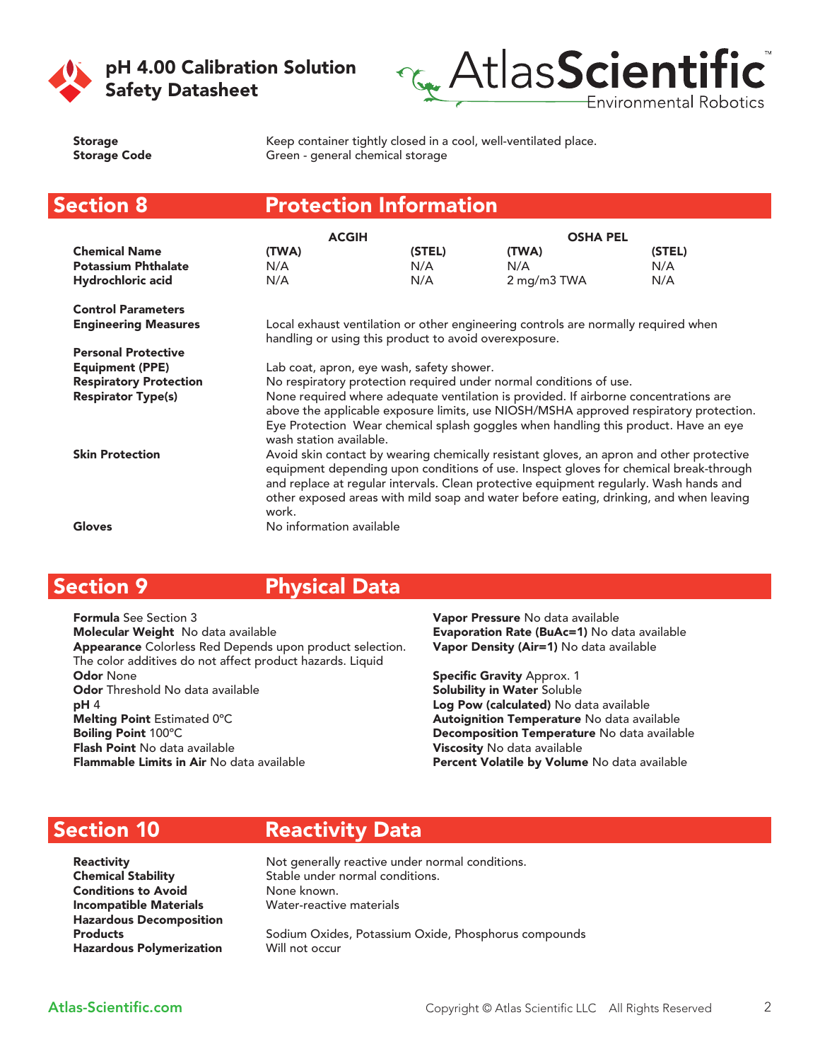| | |
|---|---|
| **Storage** | Keep container tightly closed in a cool, well-ventilated place. |
| **Storage Code** | Green - general chemical storage |

## Section 8 Protection Information

| | ACGIH | | OSHA PEL | |
|---|---|---|---|---|
| **Chemical Name** | **(TWA)** | **(STEL)** | **(TWA)** | **(STEL)** |
| **Potassium Phthalate** | N/A | N/A | N/A | N/A |
| **Hydrochloric acid** | N/A | N/A | 2 mg/m3 TWA | N/A |

**Control Parameters**

**Engineering Measures** Local exhaust ventilation or other engineering controls are normally required when handling or using this product to avoid overexposure.

**Personal Protective Equipment (PPE)** Lab coat, apron, eye wash, safety shower.

**Respiratory Protection** No respiratory protection required under normal conditions of use.

**Respirator Type(s)** None required where adequate ventilation is provided. If airborne concentrations are above the applicable exposure limits, use NIOSH/MSHA approved respiratory protection. Eye Protection Wear chemical splash goggles when handling this product. Have an eye wash station available.

**Skin Protection** Avoid skin contact by wearing chemically resistant gloves, an apron and other protective equipment depending upon conditions of use. Inspect gloves for chemical break-through and replace at regular intervals. Clean protective equipment regularly. Wash hands and other exposed areas with mild soap and water before eating, drinking, and when leaving work.

**Gloves** No information available

## Section 9 Physical Data

**Formula** See Section 3
**Molecular Weight** No data available
**Appearance** Colorless Red Depends upon product selection. The color additives do not affect product hazards. Liquid
**Odor** None
**Odor** Threshold No data available
**pH** 4
**Melting Point** Estimated 0°C
**Boiling Point** 100°C
**Flash Point** No data available
**Flammable Limits in Air** No data available

**Vapor Pressure** No data available
**Evaporation Rate (BuAc=1)** No data available
**Vapor Density (Air=1)** No data available

**Specific Gravity** Approx. 1
**Solubility in Water** Soluble
**Log Pow (calculated)** No data available
**Autoignition Temperature** No data available
**Decomposition Temperature** No data available
**Viscosity** No data available
**Percent Volatile by Volume** No data available

## Section 10 Reactivity Data

| | |
|---|---|
| **Reactivity** | Not generally reactive under normal conditions. |
| **Chemical Stability** | Stable under normal conditions. |
| **Conditions to Avoid** | None known. |
| **Incompatible Materials** | Water-reactive materials |
| **Hazardous Decomposition Products** | Sodium Oxides, Potassium Oxide, Phosphorus compounds |
| **Hazardous Polymerization** | Will not occur |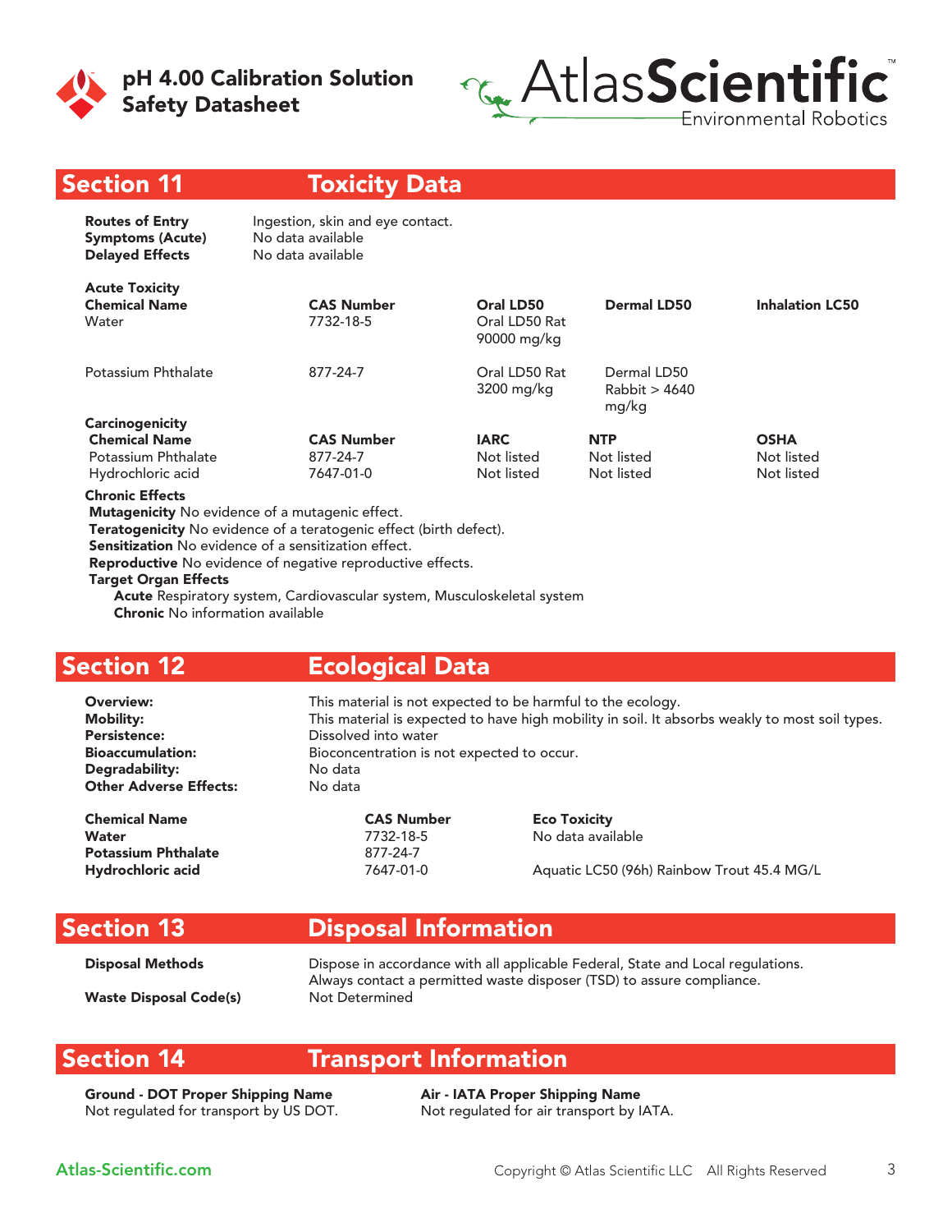## Section 11 Toxicity Data

**Routes of Entry** Ingestion, skin and eye contact.
**Symptoms (Acute)** No data available
**Delayed Effects** No data available

**Acute Toxicity**

| Chemical Name | CAS Number | Oral LD50 | Dermal LD50 | Inhalation LC50 |
|---|---|---|---|---|
| Water | 7732-18-5 | Oral LD50 Rat 90000 mg/kg | | |
| Potassium Phthalate | 877-24-7 | Oral LD50 Rat 3200 mg/kg | Dermal LD50 Rabbit > 4640 mg/kg | |

**Carcinogenicity**

| Chemical Name | CAS Number | IARC | NTP | OSHA |
|---|---|---|---|---|
| Potassium Phthalate | 877-24-7 | Not listed | Not listed | Not listed |
| Hydrochloric acid | 7647-01-0 | Not listed | Not listed | Not listed |

**Chronic Effects**

**Mutagenicity** No evidence of a mutagenic effect.
**Teratogenicity** No evidence of a teratogenic effect (birth defect).
**Sensitization** No evidence of a sensitization effect.
**Reproductive** No evidence of negative reproductive effects.
**Target Organ Effects**
**Acute** Respiratory system, Cardiovascular system, Musculoskeletal system
**Chronic** No information available

## Section 12 Ecological Data

**Overview:** This material is not expected to be harmful to the ecology.
**Mobility:** This material is expected to have high mobility in soil. It absorbs weakly to most soil types.
**Persistence:** Dissolved into water
**Bioaccumulation:** Bioconcentration is not expected to occur.
**Degradability:** No data
**Other Adverse Effects:** No data

| Chemical Name | CAS Number | Eco Toxicity |
|---|---|---|
| **Water** | 7732-18-5 | No data available |
| **Potassium Phthalate** | 877-24-7 | |
| **Hydrochloric acid** | 7647-01-0 | Aquatic LC50 (96h) Rainbow Trout 45.4 MG/L |

## Section 13 Disposal Information

**Disposal Methods** Dispose in accordance with all applicable Federal, State and Local regulations. Always contact a permitted waste disposer (TSD) to assure compliance.
**Waste Disposal Code(s)** Not Determined

## Section 14 Transport Information

**Ground - DOT Proper Shipping Name**
Not regulated for transport by US DOT.

**Air - IATA Proper Shipping Name**
Not regulated for air transport by IATA.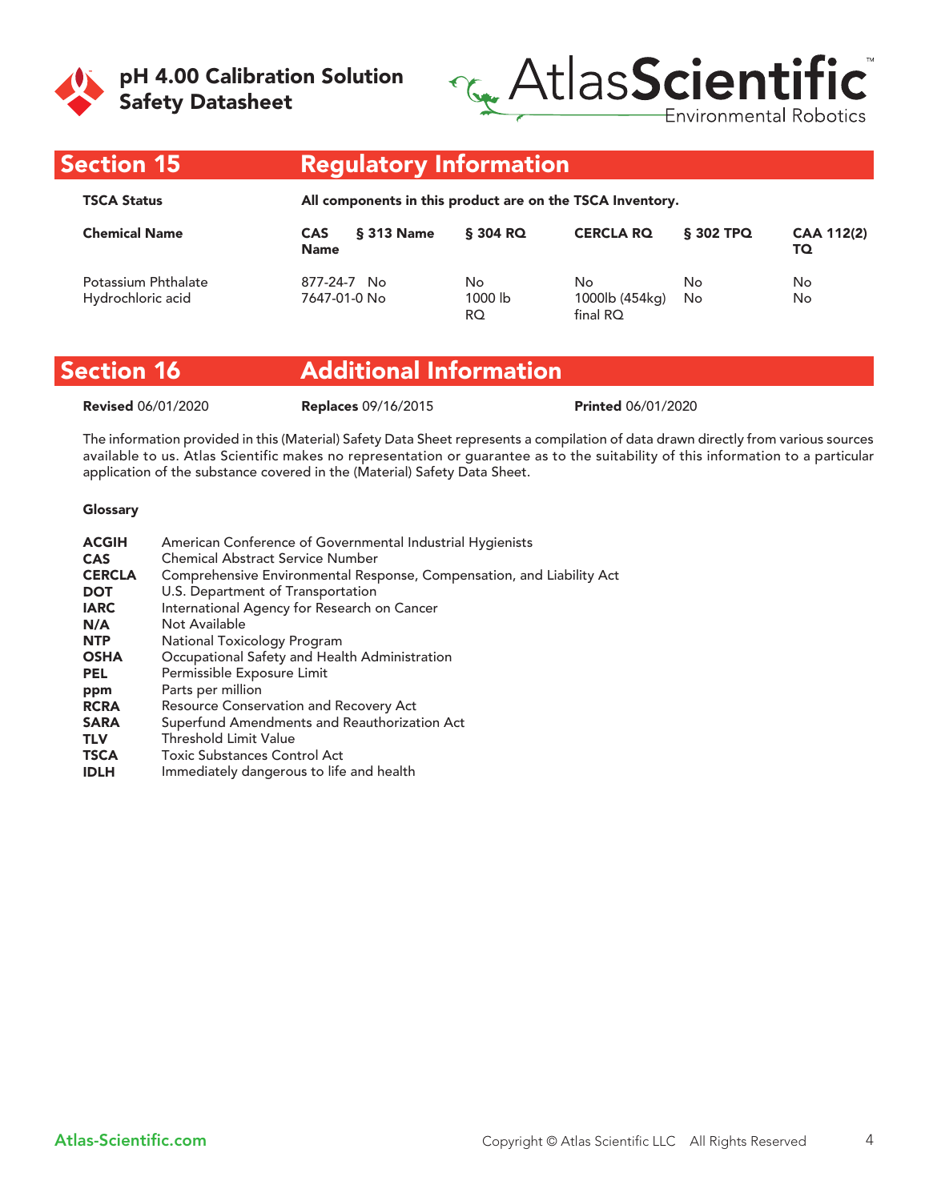## Section 15 Regulatory Information

**TSCA Status** — **All components in this product are on the TSCA Inventory.**

| Chemical Name | CAS Name | § 313 Name | § 304 RQ | CERCLA RQ | § 302 TPQ | CAA 112(2) TQ |
|---|---|---|---|---|---|---|
| Potassium Phthalate | 877-24-7 | No | No | No | No | No |
| Hydrochloric acid | 7647-01-0 | No | 1000 lb RQ | 1000lb (454kg) final RQ | No | No |

## Section 16 Additional Information

**Revised** 06/01/2020 **Replaces** 09/16/2015 **Printed** 06/01/2020

The information provided in this (Material) Safety Data Sheet represents a compilation of data drawn directly from various sources available to us. Atlas Scientific makes no representation or guarantee as to the suitability of this information to a particular application of the substance covered in the (Material) Safety Data Sheet.

**Glossary**

**ACGIH** American Conference of Governmental Industrial Hygienists
**CAS** Chemical Abstract Service Number
**CERCLA** Comprehensive Environmental Response, Compensation, and Liability Act
**DOT** U.S. Department of Transportation
**IARC** International Agency for Research on Cancer
**N/A** Not Available
**NTP** National Toxicology Program
**OSHA** Occupational Safety and Health Administration
**PEL** Permissible Exposure Limit
**ppm** Parts per million
**RCRA** Resource Conservation and Recovery Act
**SARA** Superfund Amendments and Reauthorization Act
**TLV** Threshold Limit Value
**TSCA** Toxic Substances Control Act
**IDLH** Immediately dangerous to life and health